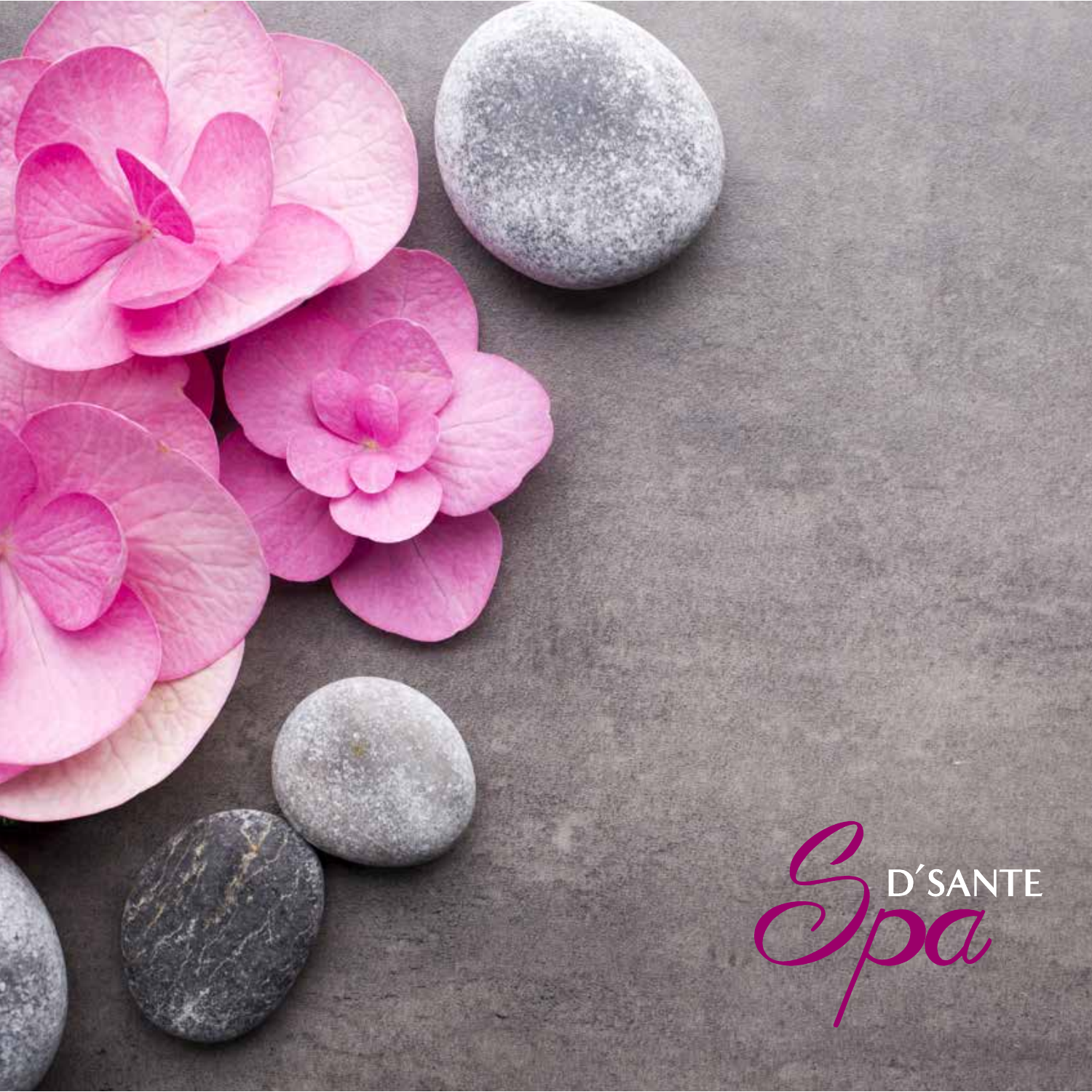# D´SANTE Spa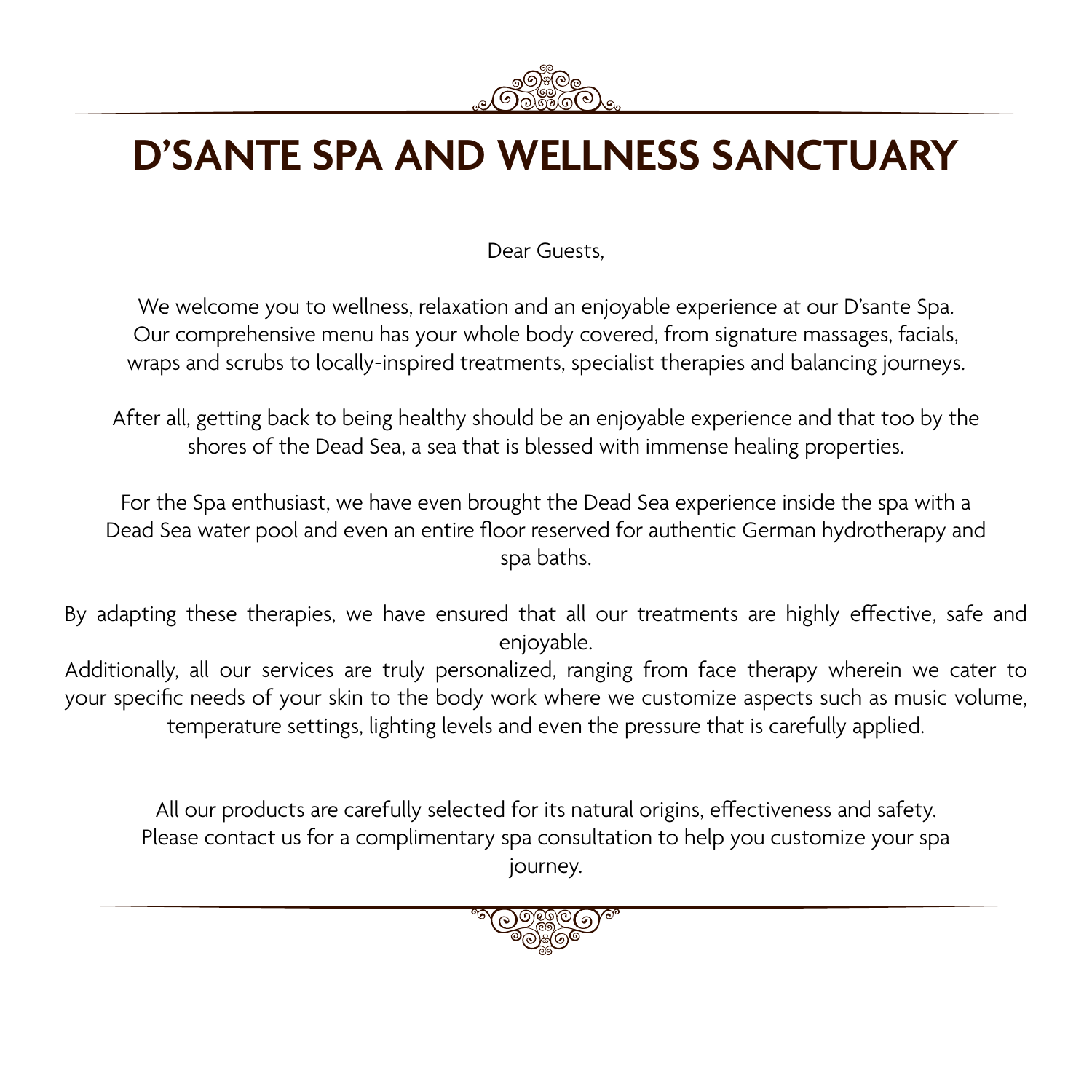# D'SANTE SPA AND WELLNESS SANCTUARY

Dear Guests,

We welcome you to wellness, relaxation and an enjoyable experience at our D'sante Spa. Our comprehensive menu has your whole body covered, from signature massages, facials, wraps and scrubs to locally-inspired treatments, specialist therapies and balancing journeys.

After all, getting back to being healthy should be an enjoyable experience and that too by the shores of the Dead Sea, a sea that is blessed with immense healing properties.

For the Spa enthusiast, we have even brought the Dead Sea experience inside the spa with a Dead Sea water pool and even an entire floor reserved for authentic German hydrotherapy and spa baths.

By adapting these therapies, we have ensured that all our treatments are highly effective, safe and enjoyable.
Additionally, all our services are truly personalized, ranging from face therapy wherein we cater to your specific needs of your skin to the body work where we customize aspects such as music volume, temperature settings, lighting levels and even the pressure that is carefully applied.

All our products are carefully selected for its natural origins, effectiveness and safety.
Please contact us for a complimentary spa consultation to help you customize your spa journey.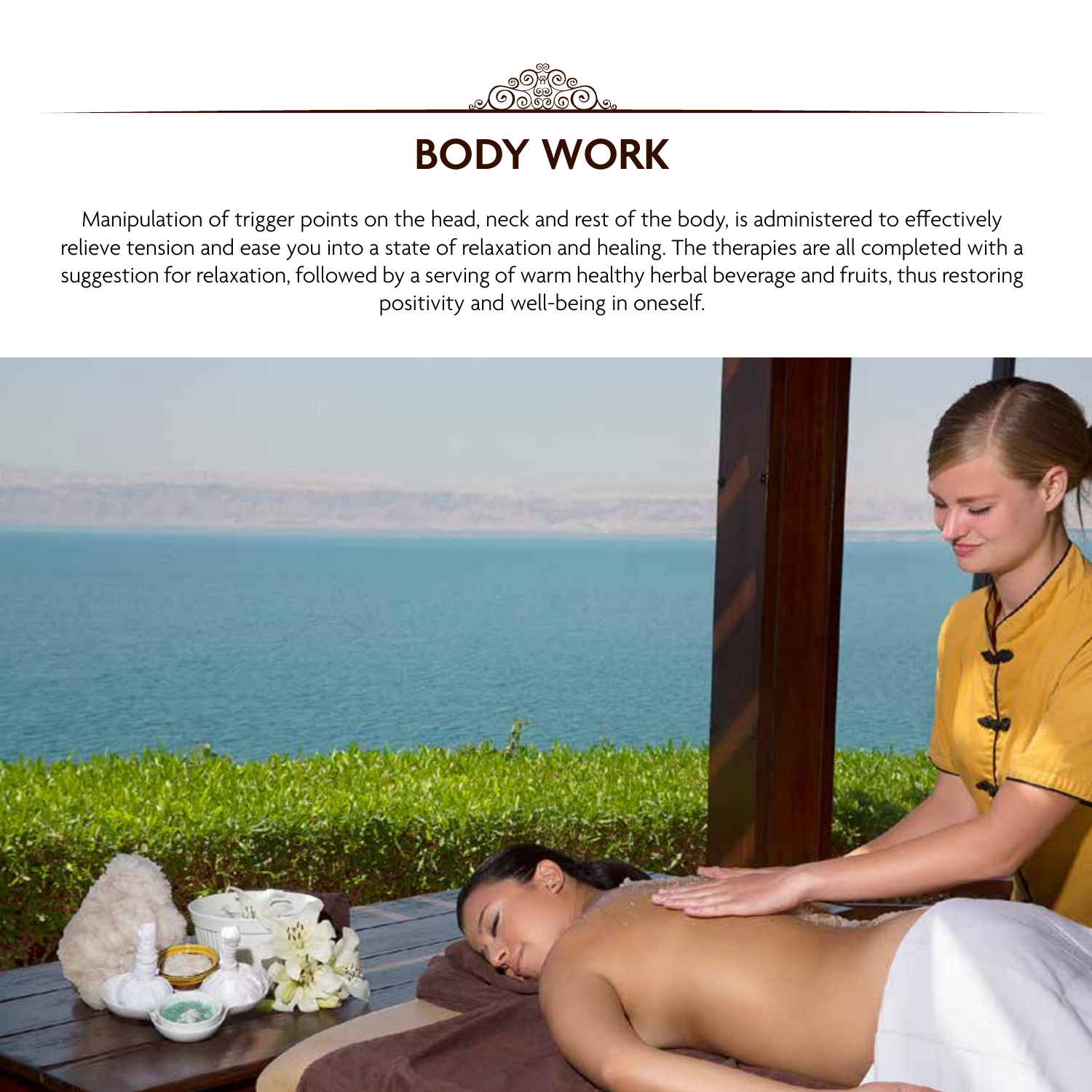# BODY WORK

Manipulation of trigger points on the head, neck and rest of the body, is administered to effectively relieve tension and ease you into a state of relaxation and healing. The therapies are all completed with a suggestion for relaxation, followed by a serving of warm healthy herbal beverage and fruits, thus restoring positivity and well-being in oneself.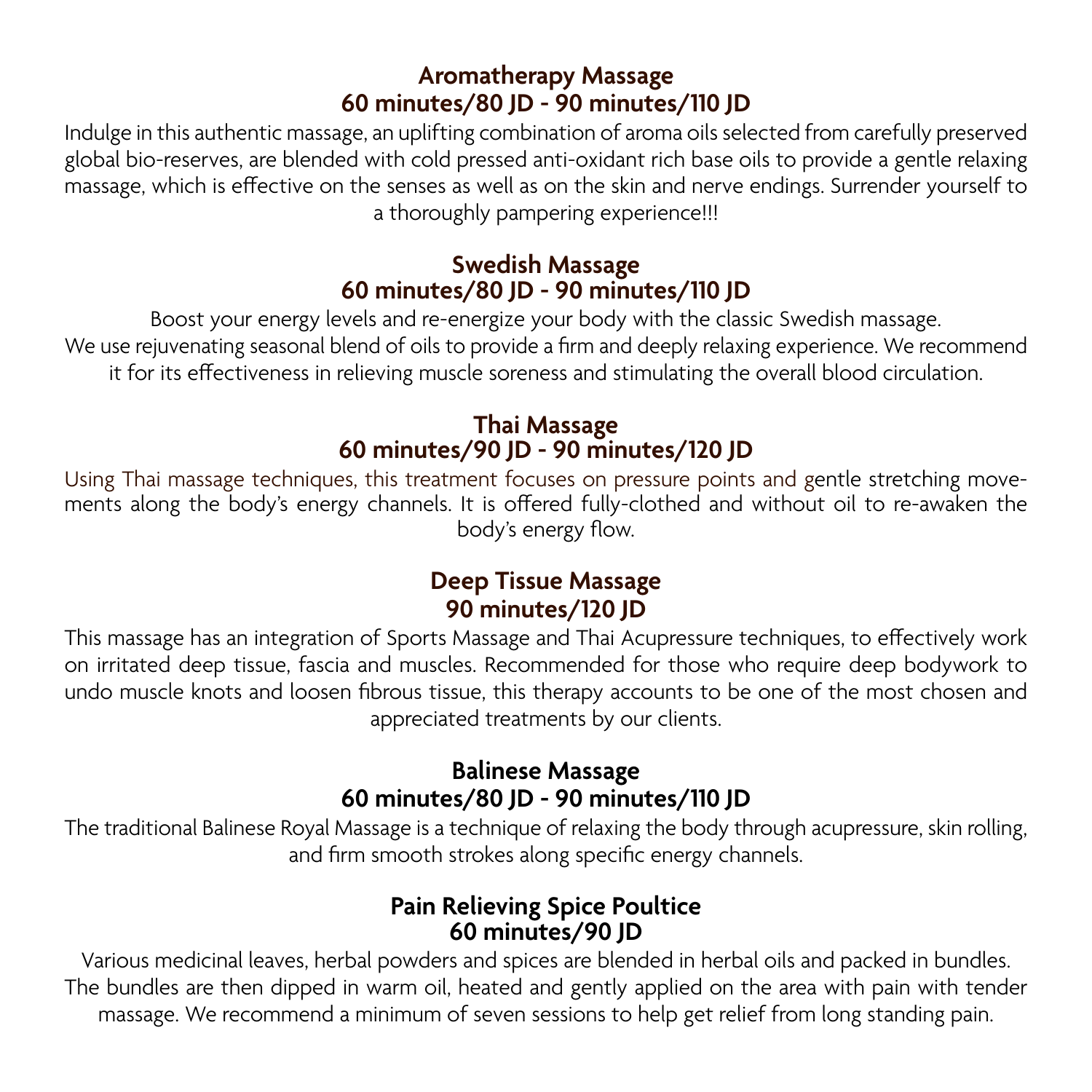## Aromatherapy Massage
**60 minutes/80 JD - 90 minutes/110 JD**

Indulge in this authentic massage, an uplifting combination of aroma oils selected from carefully preserved global bio-reserves, are blended with cold pressed anti-oxidant rich base oils to provide a gentle relaxing massage, which is effective on the senses as well as on the skin and nerve endings. Surrender yourself to a thoroughly pampering experience!!!

## Swedish Massage
**60 minutes/80 JD - 90 minutes/110 JD**

Boost your energy levels and re-energize your body with the classic Swedish massage.
We use rejuvenating seasonal blend of oils to provide a firm and deeply relaxing experience. We recommend it for its effectiveness in relieving muscle soreness and stimulating the overall blood circulation.

## Thai Massage
**60 minutes/90 JD - 90 minutes/120 JD**

Using Thai massage techniques, this treatment focuses on pressure points and gentle stretching movements along the body's energy channels. It is offered fully-clothed and without oil to re-awaken the body's energy flow.

## Deep Tissue Massage
**90 minutes/120 JD**

This massage has an integration of Sports Massage and Thai Acupressure techniques, to effectively work on irritated deep tissue, fascia and muscles. Recommended for those who require deep bodywork to undo muscle knots and loosen fibrous tissue, this therapy accounts to be one of the most chosen and appreciated treatments by our clients.

## Balinese Massage
**60 minutes/80 JD - 90 minutes/110 JD**

The traditional Balinese Royal Massage is a technique of relaxing the body through acupressure, skin rolling, and firm smooth strokes along specific energy channels.

## Pain Relieving Spice Poultice
**60 minutes/90 JD**

Various medicinal leaves, herbal powders and spices are blended in herbal oils and packed in bundles. The bundles are then dipped in warm oil, heated and gently applied on the area with pain with tender massage. We recommend a minimum of seven sessions to help get relief from long standing pain.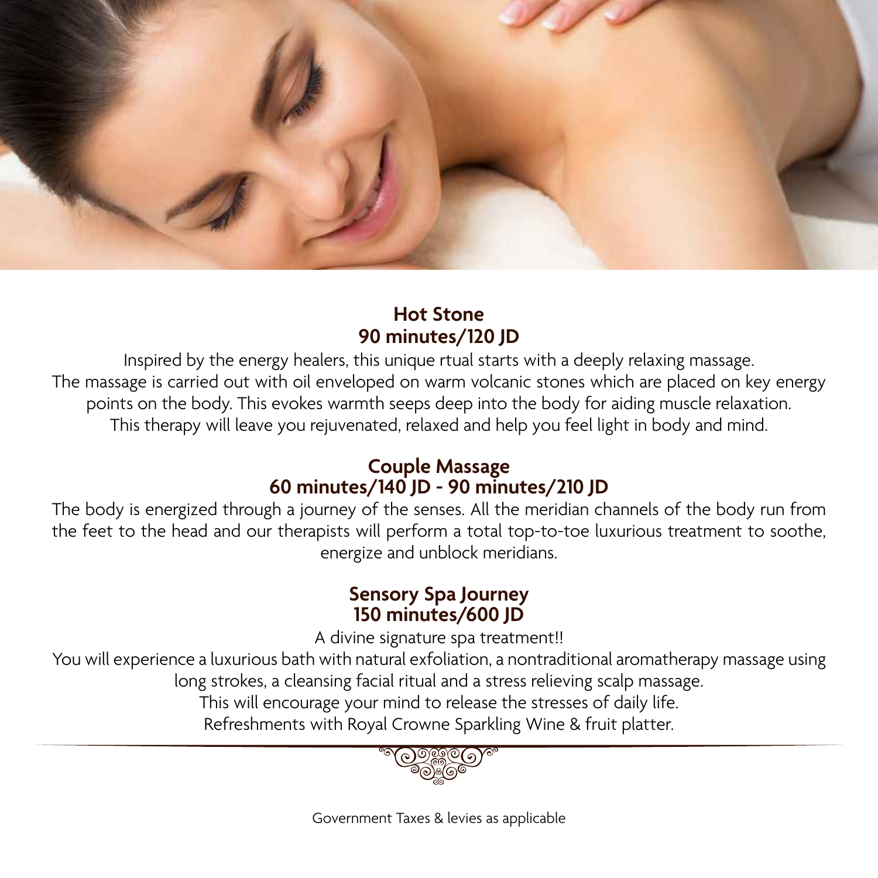## Hot Stone
**90 minutes/120 JD**

Inspired by the energy healers, this unique rtual starts with a deeply relaxing massage. The massage is carried out with oil enveloped on warm volcanic stones which are placed on key energy points on the body. This evokes warmth seeps deep into the body for aiding muscle relaxation. This therapy will leave you rejuvenated, relaxed and help you feel light in body and mind.

## Couple Massage
**60 minutes/140 JD - 90 minutes/210 JD**

The body is energized through a journey of the senses. All the meridian channels of the body run from the feet to the head and our therapists will perform a total top-to-toe luxurious treatment to soothe, energize and unblock meridians.

## Sensory Spa Journey
**150 minutes/600 JD**

A divine signature spa treatment!!

You will experience a luxurious bath with natural exfoliation, a nontraditional aromatherapy massage using long strokes, a cleansing facial ritual and a stress relieving scalp massage.

This will encourage your mind to release the stresses of daily life.

Refreshments with Royal Crowne Sparkling Wine & fruit platter.

Government Taxes & levies as applicable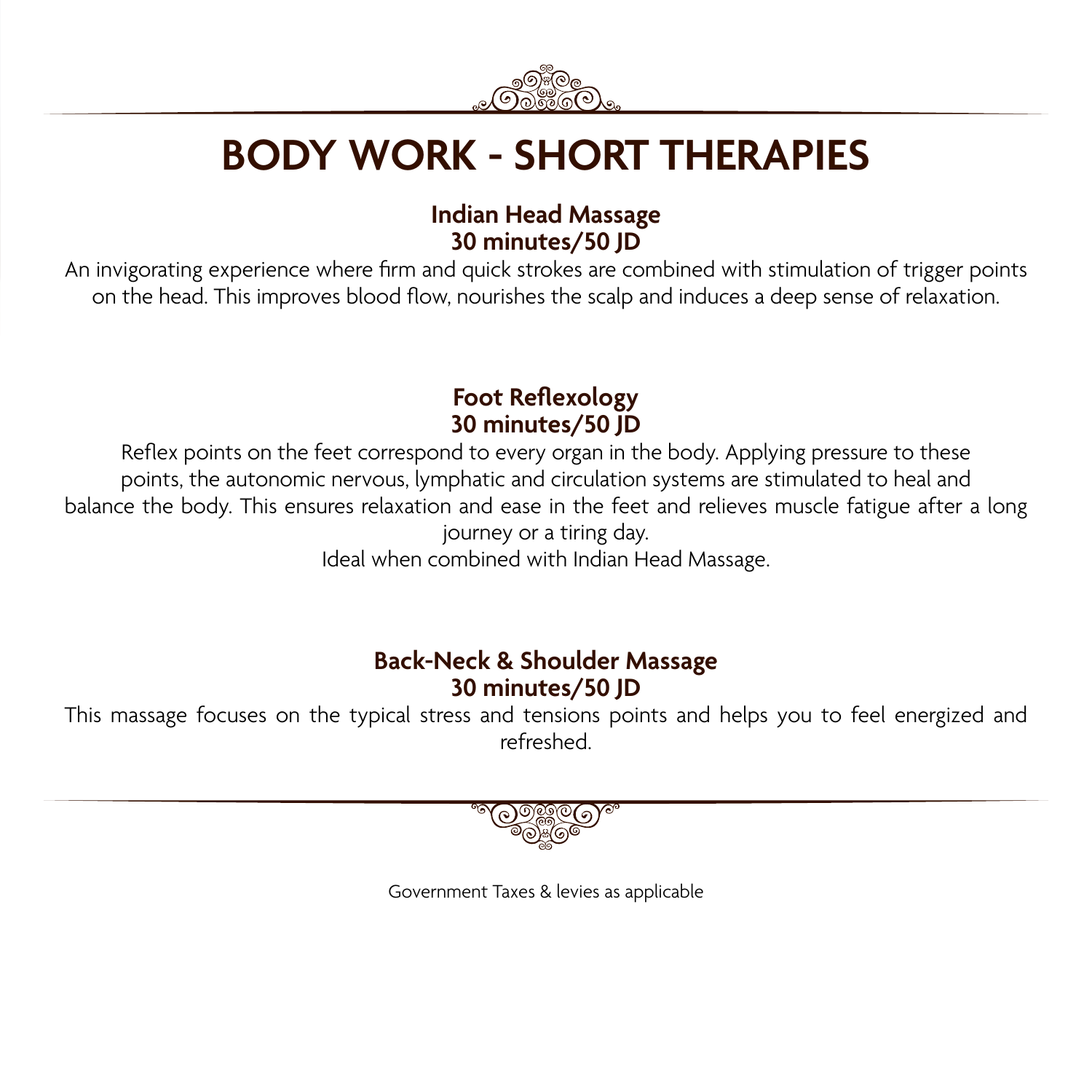# BODY WORK - SHORT THERAPIES

**Indian Head Massage**
**30 minutes/50 JD**

An invigorating experience where firm and quick strokes are combined with stimulation of trigger points on the head. This improves blood flow, nourishes the scalp and induces a deep sense of relaxation.

**Foot Reflexology**
**30 minutes/50 JD**

Reflex points on the feet correspond to every organ in the body. Applying pressure to these points, the autonomic nervous, lymphatic and circulation systems are stimulated to heal and balance the body. This ensures relaxation and ease in the feet and relieves muscle fatigue after a long journey or a tiring day.
Ideal when combined with Indian Head Massage.

**Back-Neck & Shoulder Massage**
**30 minutes/50 JD**

This massage focuses on the typical stress and tensions points and helps you to feel energized and refreshed.

Government Taxes & levies as applicable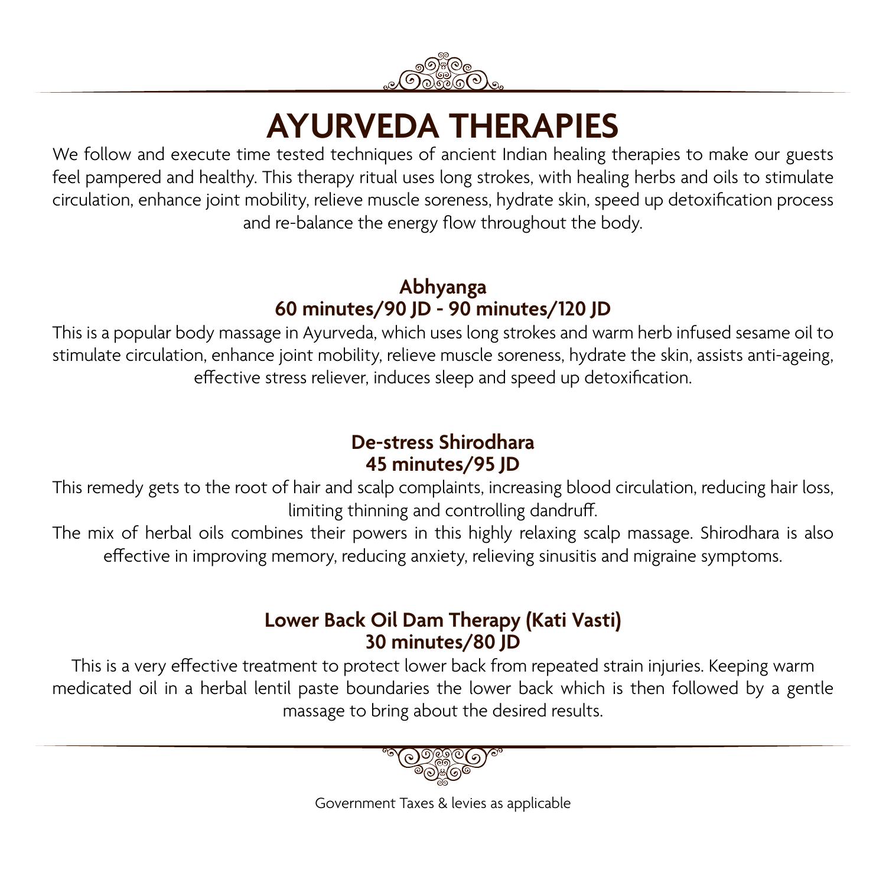# AYURVEDA THERAPIES

We follow and execute time tested techniques of ancient Indian healing therapies to make our guests feel pampered and healthy. This therapy ritual uses long strokes, with healing herbs and oils to stimulate circulation, enhance joint mobility, relieve muscle soreness, hydrate skin, speed up detoxification process and re-balance the energy flow throughout the body.

### Abhyanga
### 60 minutes/90 JD - 90 minutes/120 JD

This is a popular body massage in Ayurveda, which uses long strokes and warm herb infused sesame oil to stimulate circulation, enhance joint mobility, relieve muscle soreness, hydrate the skin, assists anti-ageing, effective stress reliever, induces sleep and speed up detoxification.

### De-stress Shirodhara
### 45 minutes/95 JD

This remedy gets to the root of hair and scalp complaints, increasing blood circulation, reducing hair loss, limiting thinning and controlling dandruff.

The mix of herbal oils combines their powers in this highly relaxing scalp massage. Shirodhara is also effective in improving memory, reducing anxiety, relieving sinusitis and migraine symptoms.

### Lower Back Oil Dam Therapy (Kati Vasti)
### 30 minutes/80 JD

This is a very effective treatment to protect lower back from repeated strain injuries. Keeping warm medicated oil in a herbal lentil paste boundaries the lower back which is then followed by a gentle massage to bring about the desired results.

Government Taxes & levies as applicable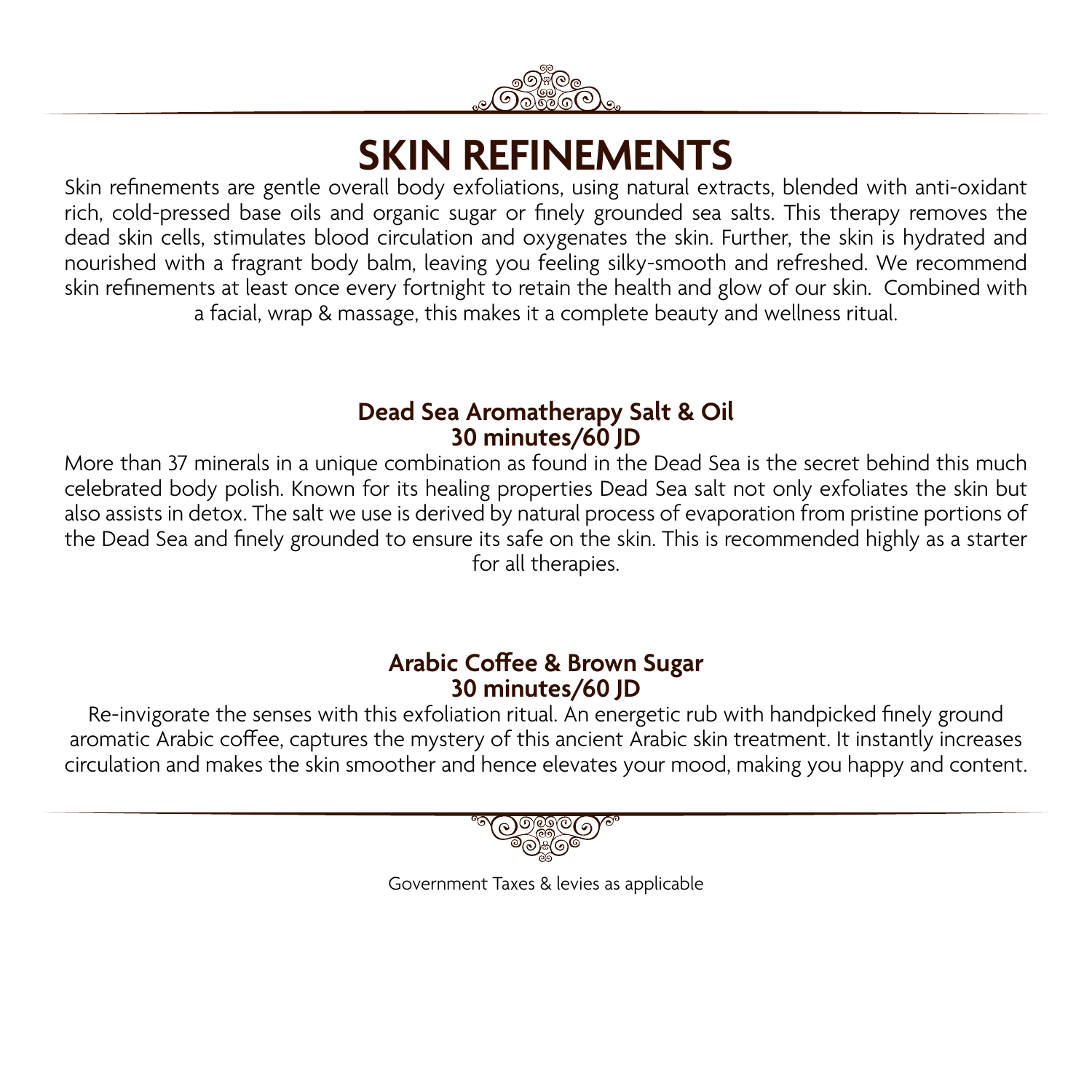# SKIN REFINEMENTS

Skin refinements are gentle overall body exfoliations, using natural extracts, blended with anti-oxidant rich, cold-pressed base oils and organic sugar or finely grounded sea salts. This therapy removes the dead skin cells, stimulates blood circulation and oxygenates the skin. Further, the skin is hydrated and nourished with a fragrant body balm, leaving you feeling silky-smooth and refreshed. We recommend skin refinements at least once every fortnight to retain the health and glow of our skin. Combined with a facial, wrap & massage, this makes it a complete beauty and wellness ritual.

**Dead Sea Aromatherapy Salt & Oil**
**30 minutes/60 JD**

More than 37 minerals in a unique combination as found in the Dead Sea is the secret behind this much celebrated body polish. Known for its healing properties Dead Sea salt not only exfoliates the skin but also assists in detox. The salt we use is derived by natural process of evaporation from pristine portions of the Dead Sea and finely grounded to ensure its safe on the skin. This is recommended highly as a starter for all therapies.

**Arabic Coffee & Brown Sugar**
**30 minutes/60 JD**

Re-invigorate the senses with this exfoliation ritual. An energetic rub with handpicked finely ground aromatic Arabic coffee, captures the mystery of this ancient Arabic skin treatment. It instantly increases circulation and makes the skin smoother and hence elevates your mood, making you happy and content.

Government Taxes & levies as applicable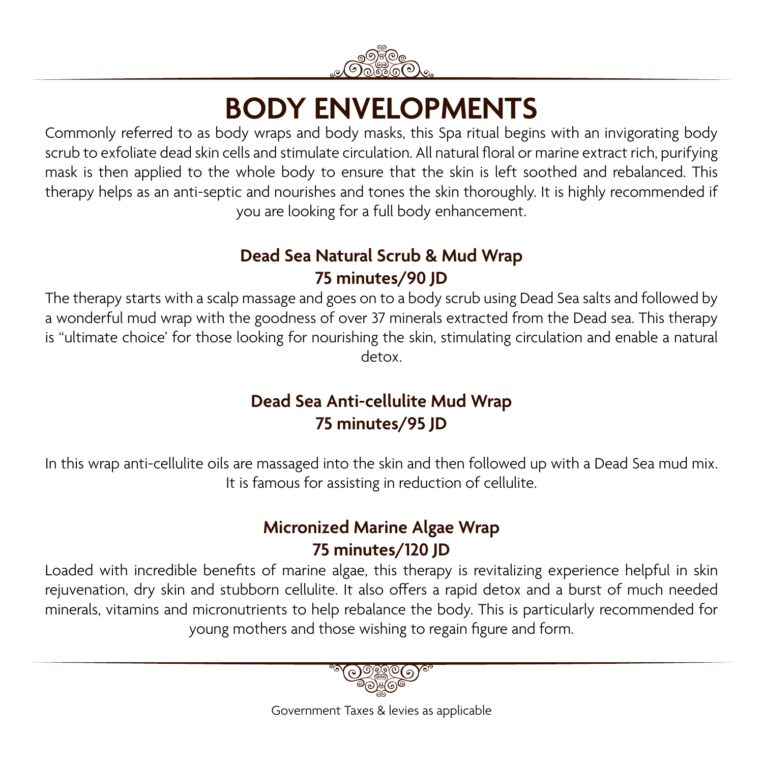# BODY ENVELOPMENTS

Commonly referred to as body wraps and body masks, this Spa ritual begins with an invigorating body scrub to exfoliate dead skin cells and stimulate circulation. All natural floral or marine extract rich, purifying mask is then applied to the whole body to ensure that the skin is left soothed and rebalanced. This therapy helps as an anti-septic and nourishes and tones the skin thoroughly. It is highly recommended if you are looking for a full body enhancement.

### Dead Sea Natural Scrub & Mud Wrap
### 75 minutes/90 JD

The therapy starts with a scalp massage and goes on to a body scrub using Dead Sea salts and followed by a wonderful mud wrap with the goodness of over 37 minerals extracted from the Dead sea. This therapy is "ultimate choice' for those looking for nourishing the skin, stimulating circulation and enable a natural detox.

### Dead Sea Anti-cellulite Mud Wrap
### 75 minutes/95 JD

In this wrap anti-cellulite oils are massaged into the skin and then followed up with a Dead Sea mud mix. It is famous for assisting in reduction of cellulite.

### Micronized Marine Algae Wrap
### 75 minutes/120 JD

Loaded with incredible benefits of marine algae, this therapy is revitalizing experience helpful in skin rejuvenation, dry skin and stubborn cellulite. It also offers a rapid detox and a burst of much needed minerals, vitamins and micronutrients to help rebalance the body. This is particularly recommended for young mothers and those wishing to regain figure and form.

Government Taxes & levies as applicable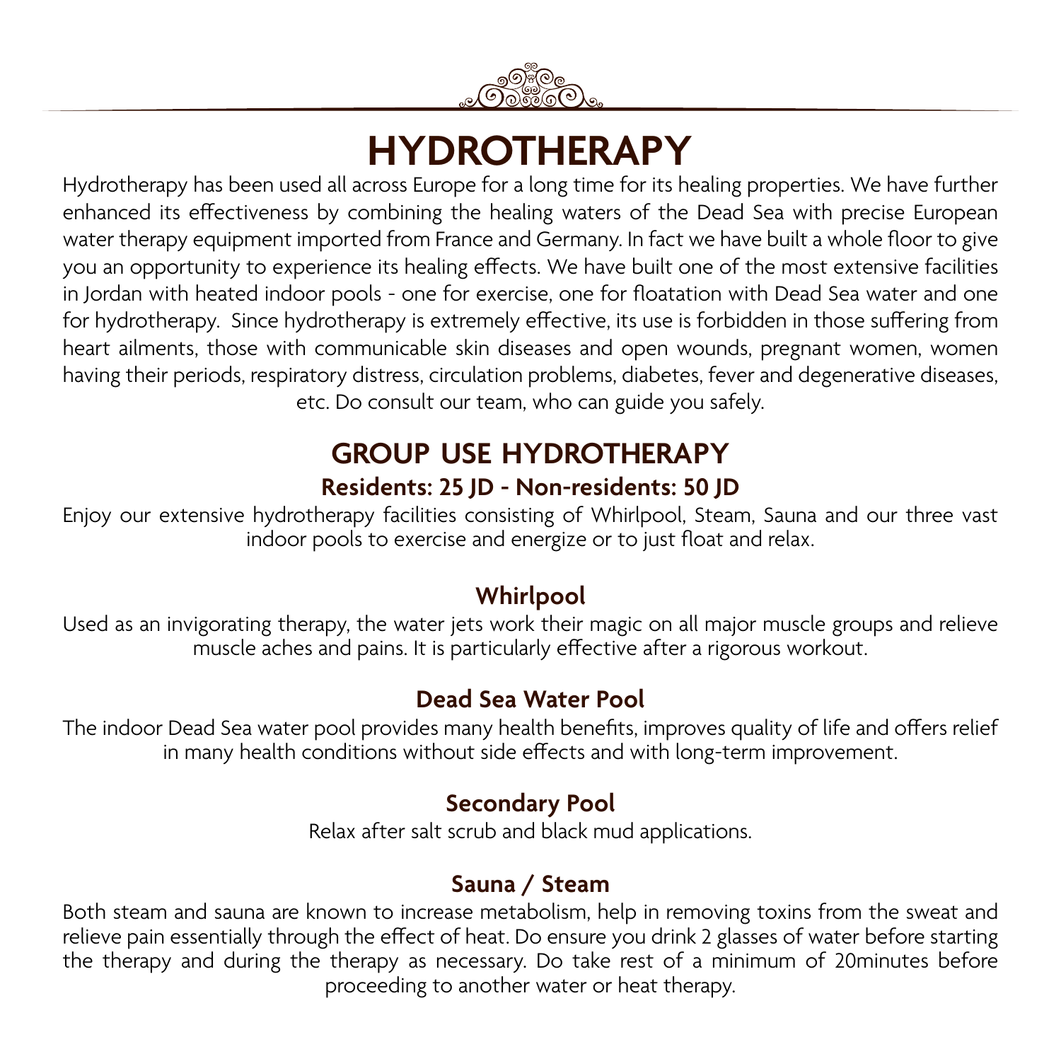# HYDROTHERAPY

Hydrotherapy has been used all across Europe for a long time for its healing properties. We have further enhanced its effectiveness by combining the healing waters of the Dead Sea with precise European water therapy equipment imported from France and Germany. In fact we have built a whole floor to give you an opportunity to experience its healing effects. We have built one of the most extensive facilities in Jordan with heated indoor pools - one for exercise, one for floatation with Dead Sea water and one for hydrotherapy.  Since hydrotherapy is extremely effective, its use is forbidden in those suffering from heart ailments, those with communicable skin diseases and open wounds, pregnant women, women having their periods, respiratory distress, circulation problems, diabetes, fever and degenerative diseases, etc. Do consult our team, who can guide you safely.

## GROUP USE HYDROTHERAPY

**Residents: 25 JD - Non-residents: 50 JD**

Enjoy our extensive hydrotherapy facilities consisting of Whirlpool, Steam, Sauna and our three vast indoor pools to exercise and energize or to just float and relax.

### Whirlpool

Used as an invigorating therapy, the water jets work their magic on all major muscle groups and relieve muscle aches and pains. It is particularly effective after a rigorous workout.

### Dead Sea Water Pool

The indoor Dead Sea water pool provides many health benefits, improves quality of life and offers relief in many health conditions without side effects and with long-term improvement.

### Secondary Pool

Relax after salt scrub and black mud applications.

### Sauna / Steam

Both steam and sauna are known to increase metabolism, help in removing toxins from the sweat and relieve pain essentially through the effect of heat. Do ensure you drink 2 glasses of water before starting the therapy and during the therapy as necessary. Do take rest of a minimum of 20minutes before proceeding to another water or heat therapy.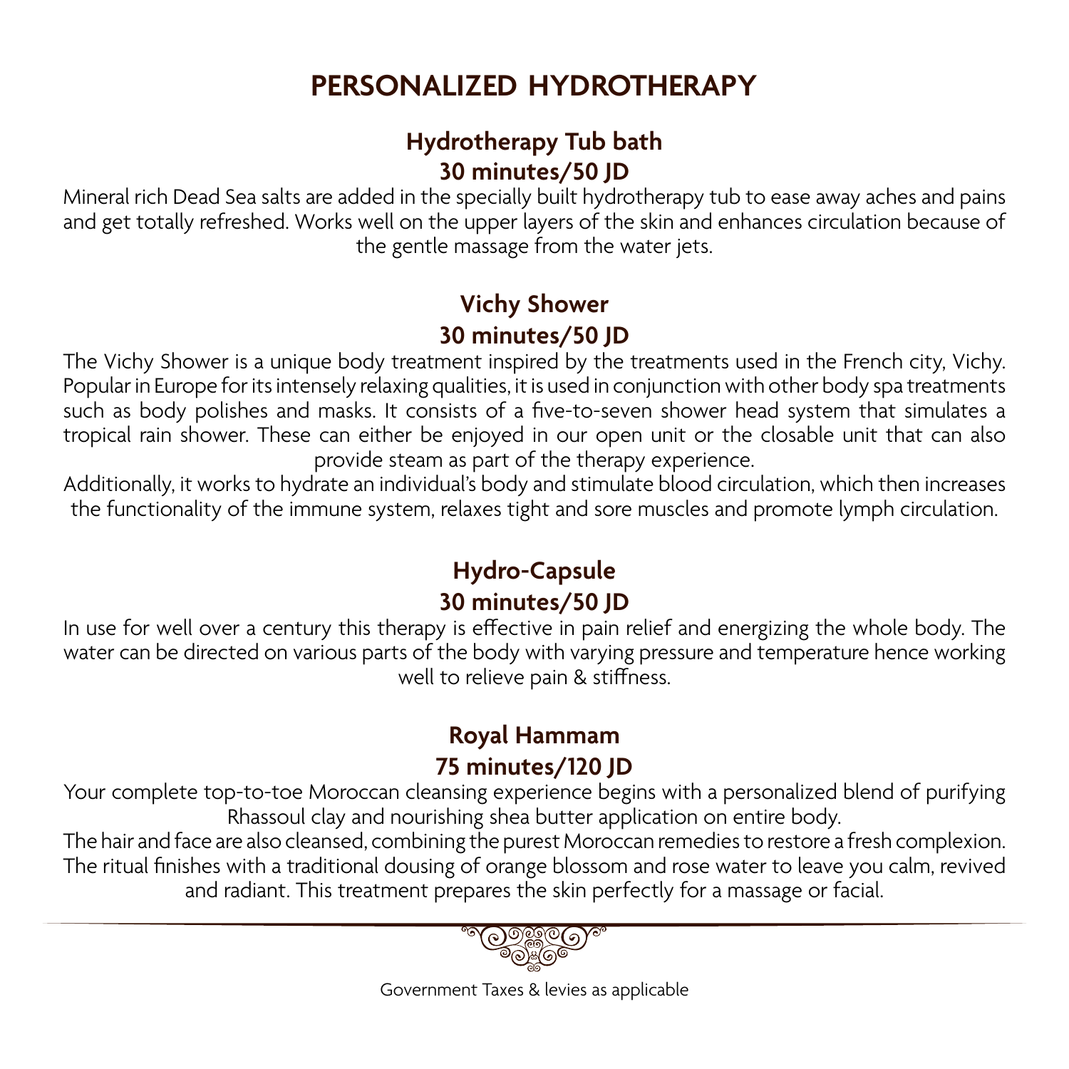# PERSONALIZED HYDROTHERAPY

## Hydrotherapy Tub bath

**30 minutes/50 JD**

Mineral rich Dead Sea salts are added in the specially built hydrotherapy tub to ease away aches and pains and get totally refreshed. Works well on the upper layers of the skin and enhances circulation because of the gentle massage from the water jets.

## Vichy Shower

**30 minutes/50 JD**

The Vichy Shower is a unique body treatment inspired by the treatments used in the French city, Vichy. Popular in Europe for its intensely relaxing qualities, it is used in conjunction with other body spa treatments such as body polishes and masks. It consists of a five-to-seven shower head system that simulates a tropical rain shower. These can either be enjoyed in our open unit or the closable unit that can also provide steam as part of the therapy experience.

Additionally, it works to hydrate an individual's body and stimulate blood circulation, which then increases the functionality of the immune system, relaxes tight and sore muscles and promote lymph circulation.

## Hydro-Capsule

**30 minutes/50 JD**

In use for well over a century this therapy is effective in pain relief and energizing the whole body. The water can be directed on various parts of the body with varying pressure and temperature hence working well to relieve pain & stiffness.

## Royal Hammam

**75 minutes/120 JD**

Your complete top-to-toe Moroccan cleansing experience begins with a personalized blend of purifying Rhassoul clay and nourishing shea butter application on entire body.

The hair and face are also cleansed, combining the purest Moroccan remedies to restore a fresh complexion. The ritual finishes with a traditional dousing of orange blossom and rose water to leave you calm, revived and radiant. This treatment prepares the skin perfectly for a massage or facial.

Government Taxes & levies as applicable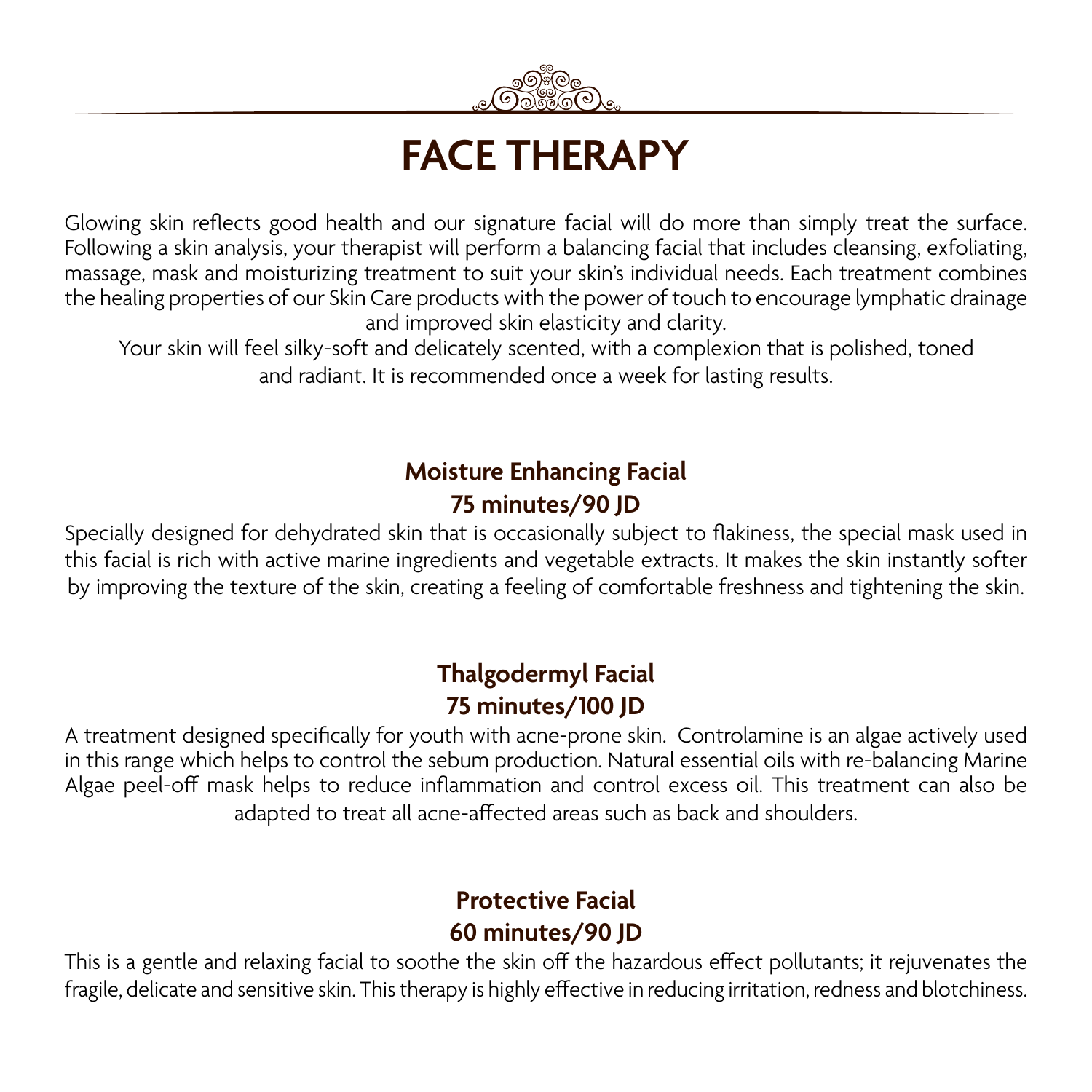# FACE THERAPY

Glowing skin reflects good health and our signature facial will do more than simply treat the surface. Following a skin analysis, your therapist will perform a balancing facial that includes cleansing, exfoliating, massage, mask and moisturizing treatment to suit your skin's individual needs. Each treatment combines the healing properties of our Skin Care products with the power of touch to encourage lymphatic drainage and improved skin elasticity and clarity.

Your skin will feel silky-soft and delicately scented, with a complexion that is polished, toned and radiant. It is recommended once a week for lasting results.

## Moisture Enhancing Facial
**75 minutes/90 JD**

Specially designed for dehydrated skin that is occasionally subject to flakiness, the special mask used in this facial is rich with active marine ingredients and vegetable extracts. It makes the skin instantly softer by improving the texture of the skin, creating a feeling of comfortable freshness and tightening the skin.

## Thalgodermyl Facial
**75 minutes/100 JD**

A treatment designed specifically for youth with acne-prone skin. Controlamine is an algae actively used in this range which helps to control the sebum production. Natural essential oils with re-balancing Marine Algae peel-off mask helps to reduce inflammation and control excess oil. This treatment can also be adapted to treat all acne-affected areas such as back and shoulders.

## Protective Facial
**60 minutes/90 JD**

This is a gentle and relaxing facial to soothe the skin off the hazardous effect pollutants; it rejuvenates the fragile, delicate and sensitive skin. This therapy is highly effective in reducing irritation, redness and blotchiness.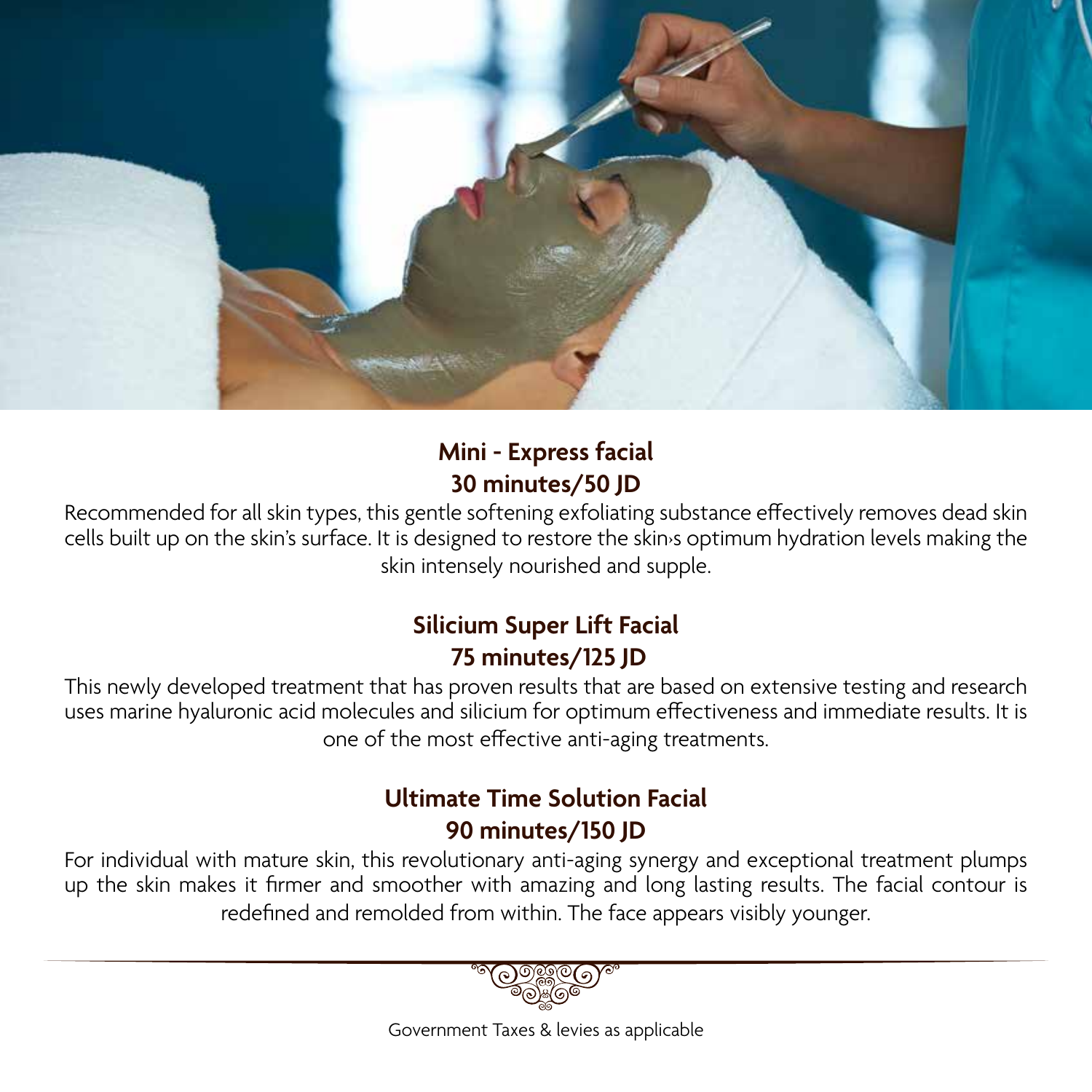## Mini - Express facial
## 30 minutes/50 JD

Recommended for all skin types, this gentle softening exfoliating substance effectively removes dead skin cells built up on the skin's surface. It is designed to restore the skin›s optimum hydration levels making the skin intensely nourished and supple.

## Silicium Super Lift Facial
## 75 minutes/125 JD

This newly developed treatment that has proven results that are based on extensive testing and research uses marine hyaluronic acid molecules and silicium for optimum effectiveness and immediate results. It is one of the most effective anti-aging treatments.

## Ultimate Time Solution Facial
## 90 minutes/150 JD

For individual with mature skin, this revolutionary anti-aging synergy and exceptional treatment plumps up the skin makes it firmer and smoother with amazing and long lasting results. The facial contour is redefined and remolded from within. The face appears visibly younger.

Government Taxes & levies as applicable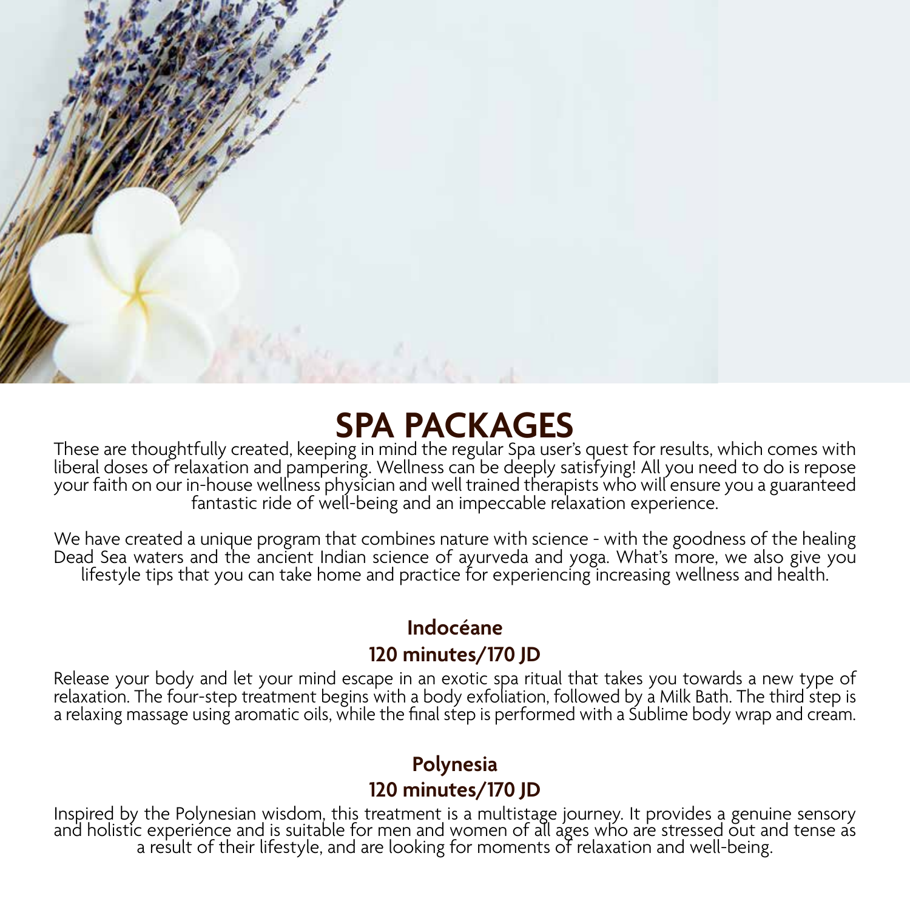# SPA PACKAGES

These are thoughtfully created, keeping in mind the regular Spa user's quest for results, which comes with liberal doses of relaxation and pampering. Wellness can be deeply satisfying! All you need to do is repose your faith on our in-house wellness physician and well trained therapists who will ensure you a guaranteed fantastic ride of well-being and an impeccable relaxation experience.

We have created a unique program that combines nature with science - with the goodness of the healing Dead Sea waters and the ancient Indian science of ayurveda and yoga. What's more, we also give you lifestyle tips that you can take home and practice for experiencing increasing wellness and health.

### Indocéane

### 120 minutes/170 JD

Release your body and let your mind escape in an exotic spa ritual that takes you towards a new type of relaxation. The four-step treatment begins with a body exfoliation, followed by a Milk Bath. The third step is a relaxing massage using aromatic oils, while the final step is performed with a Sublime body wrap and cream.

### Polynesia

### 120 minutes/170 JD

Inspired by the Polynesian wisdom, this treatment is a multistage journey. It provides a genuine sensory and holistic experience and is suitable for men and women of all ages who are stressed out and tense as a result of their lifestyle, and are looking for moments of relaxation and well-being.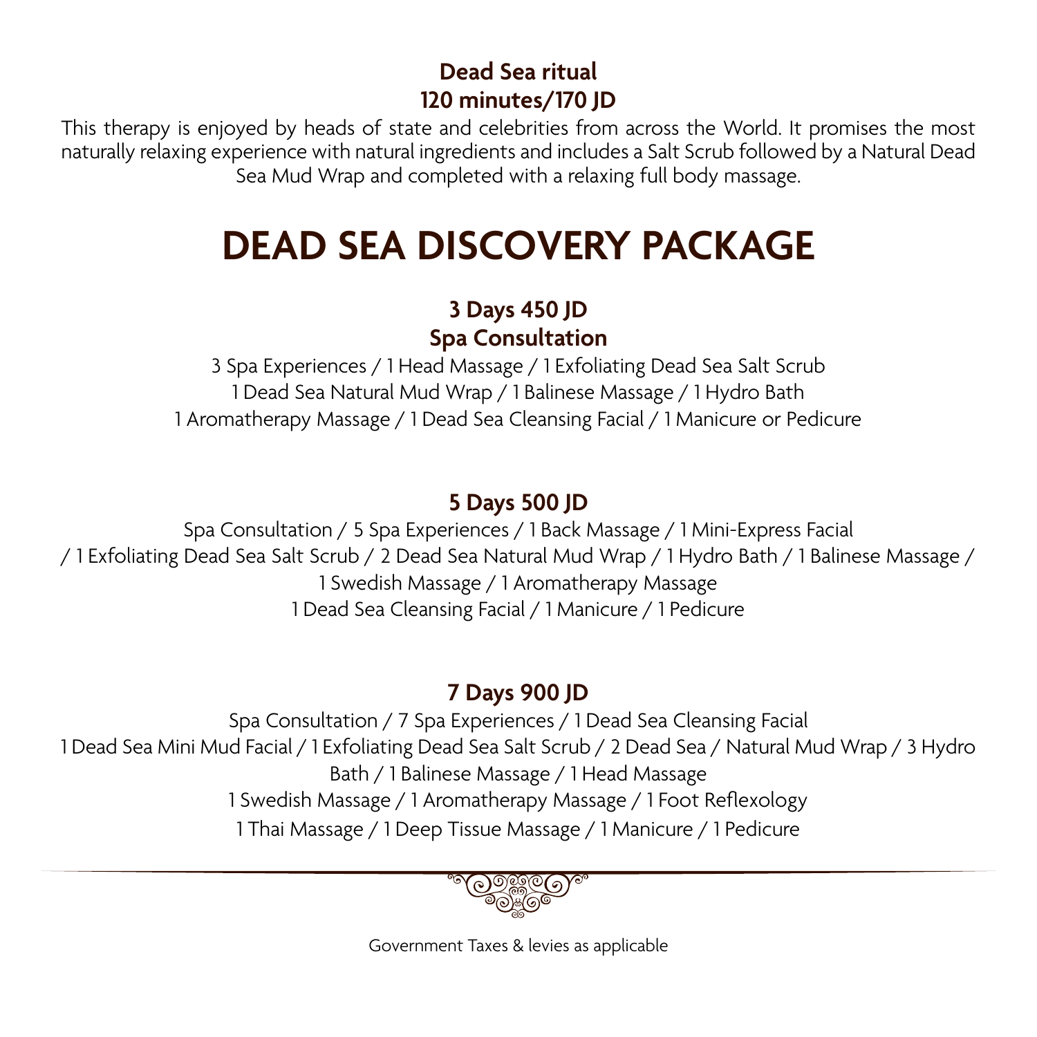### Dead Sea ritual
### 120 minutes/170 JD

This therapy is enjoyed by heads of state and celebrities from across the World. It promises the most naturally relaxing experience with natural ingredients and includes a Salt Scrub followed by a Natural Dead Sea Mud Wrap and completed with a relaxing full body massage.

# DEAD SEA DISCOVERY PACKAGE

### 3 Days 450 JD
### Spa Consultation

3 Spa Experiences / 1 Head Massage / 1 Exfoliating Dead Sea Salt Scrub
1 Dead Sea Natural Mud Wrap / 1 Balinese Massage / 1 Hydro Bath
1 Aromatherapy Massage / 1 Dead Sea Cleansing Facial / 1 Manicure or Pedicure

### 5 Days 500 JD

Spa Consultation / 5 Spa Experiences / 1 Back Massage / 1 Mini-Express Facial / 1 Exfoliating Dead Sea Salt Scrub / 2 Dead Sea Natural Mud Wrap / 1 Hydro Bath / 1 Balinese Massage / 1 Swedish Massage / 1 Aromatherapy Massage
1 Dead Sea Cleansing Facial / 1 Manicure / 1 Pedicure

### 7 Days 900 JD

Spa Consultation / 7 Spa Experiences / 1 Dead Sea Cleansing Facial
1 Dead Sea Mini Mud Facial / 1 Exfoliating Dead Sea Salt Scrub / 2 Dead Sea / Natural Mud Wrap / 3 Hydro Bath / 1 Balinese Massage / 1 Head Massage
1 Swedish Massage / 1 Aromatherapy Massage / 1 Foot Reflexology
1 Thai Massage / 1 Deep Tissue Massage / 1 Manicure / 1 Pedicure

Government Taxes & levies as applicable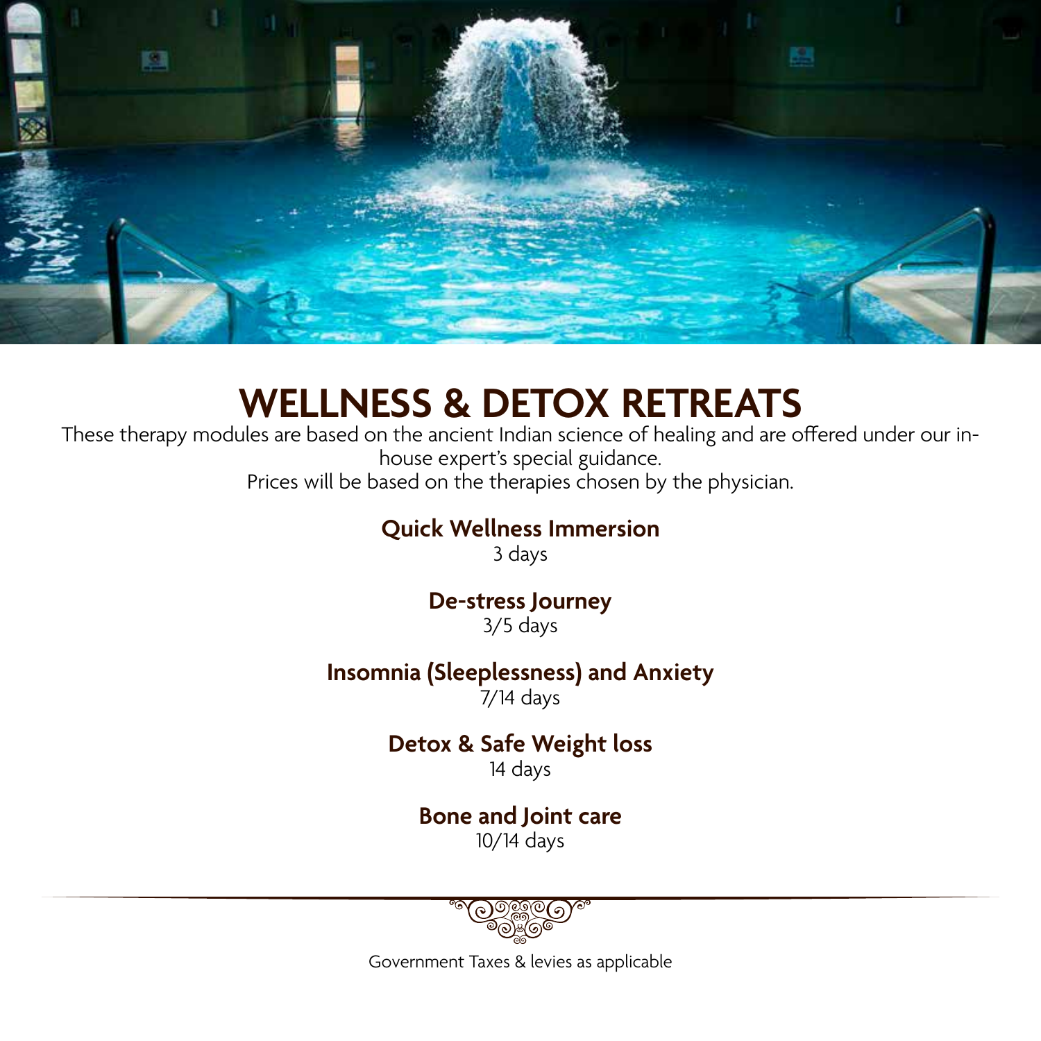# WELLNESS & DETOX RETREATS

These therapy modules are based on the ancient Indian science of healing and are offered under our in-house expert's special guidance.
Prices will be based on the therapies chosen by the physician.

**Quick Wellness Immersion**
3 days

**De-stress Journey**
3/5 days

**Insomnia (Sleeplessness) and Anxiety**
7/14 days

**Detox & Safe Weight loss**
14 days

**Bone and Joint care**
10/14 days

Government Taxes & levies as applicable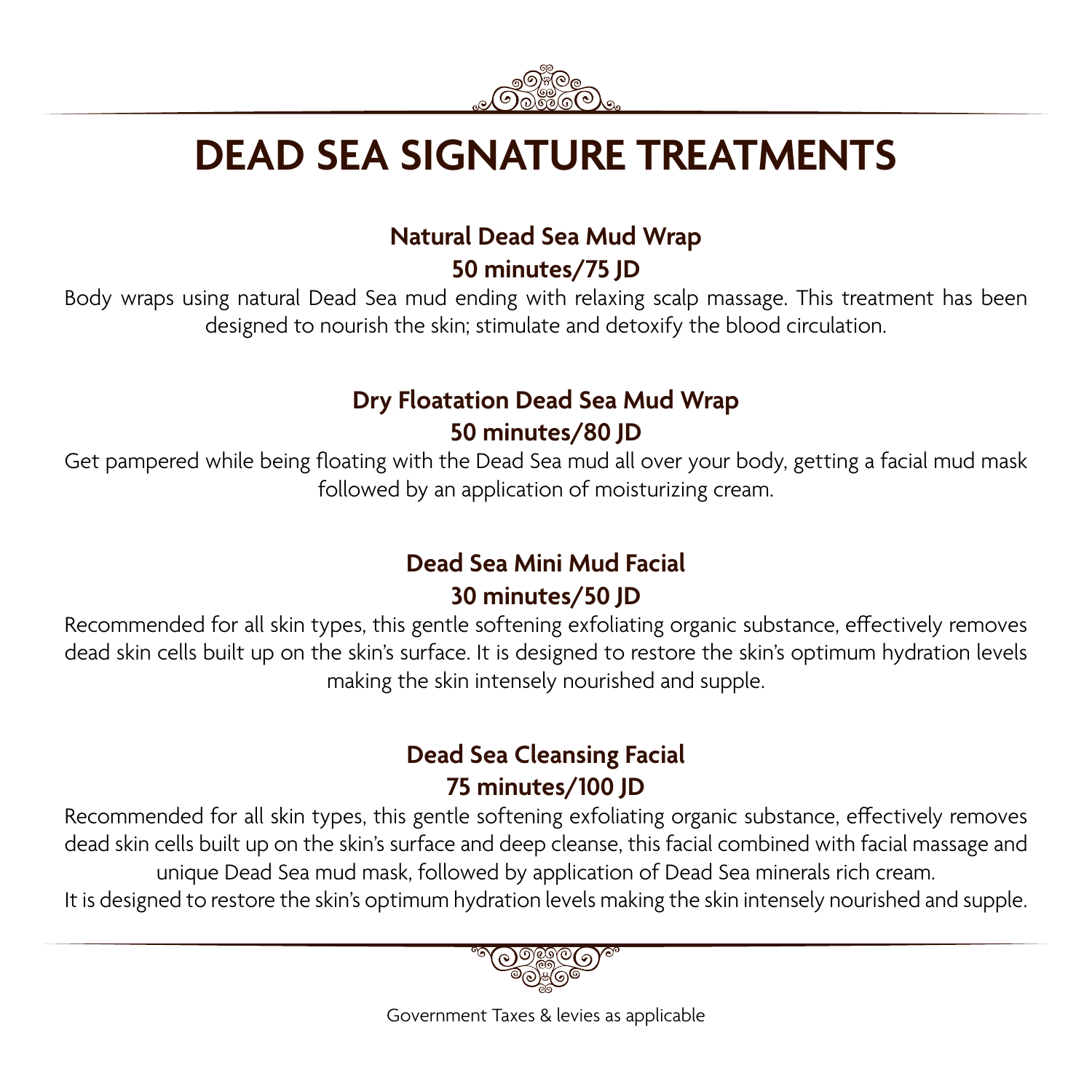# DEAD SEA SIGNATURE TREATMENTS

### Natural Dead Sea Mud Wrap
### 50 minutes/75 JD

Body wraps using natural Dead Sea mud ending with relaxing scalp massage. This treatment has been designed to nourish the skin; stimulate and detoxify the blood circulation.

### Dry Floatation Dead Sea Mud Wrap
### 50 minutes/80 JD

Get pampered while being floating with the Dead Sea mud all over your body, getting a facial mud mask followed by an application of moisturizing cream.

### Dead Sea Mini Mud Facial
### 30 minutes/50 JD

Recommended for all skin types, this gentle softening exfoliating organic substance, effectively removes dead skin cells built up on the skin's surface. It is designed to restore the skin's optimum hydration levels making the skin intensely nourished and supple.

### Dead Sea Cleansing Facial
### 75 minutes/100 JD

Recommended for all skin types, this gentle softening exfoliating organic substance, effectively removes dead skin cells built up on the skin's surface and deep cleanse, this facial combined with facial massage and unique Dead Sea mud mask, followed by application of Dead Sea minerals rich cream.
It is designed to restore the skin's optimum hydration levels making the skin intensely nourished and supple.

Government Taxes & levies as applicable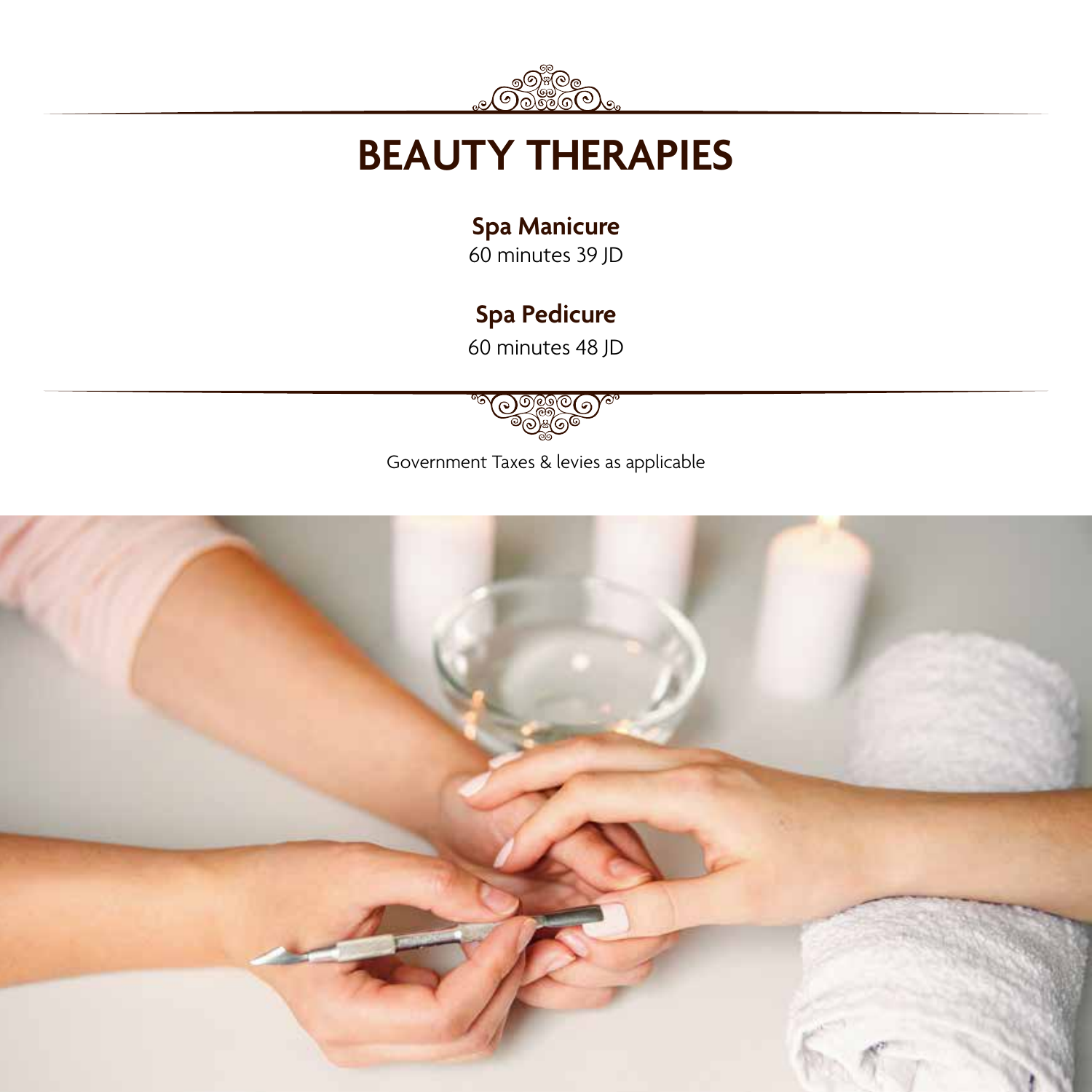# BEAUTY THERAPIES

**Spa Manicure**
60 minutes 39 JD

**Spa Pedicure**
60 minutes 48 JD

Government Taxes & levies as applicable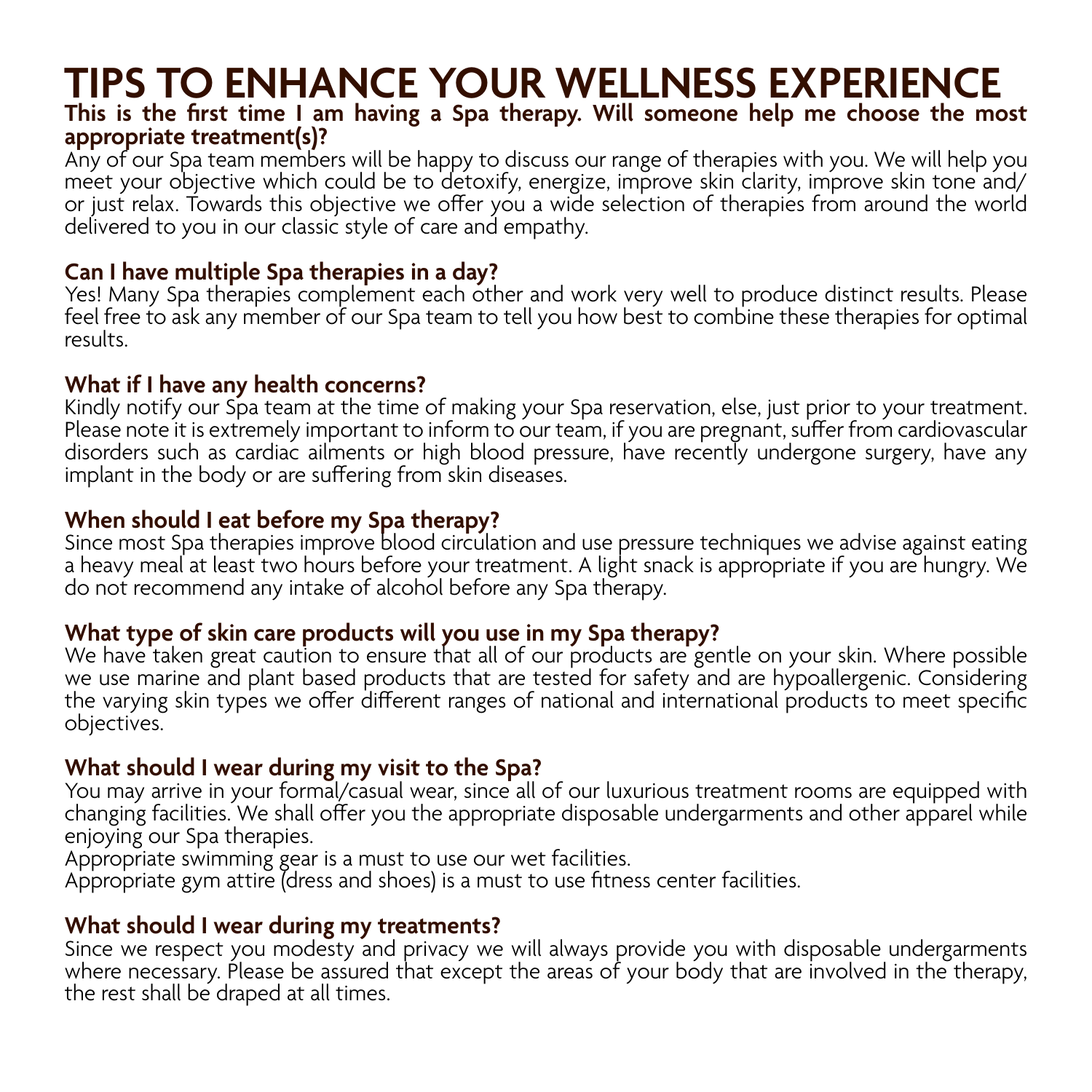# TIPS TO ENHANCE YOUR WELLNESS EXPERIENCE

**This is the first time I am having a Spa therapy. Will someone help me choose the most appropriate treatment(s)?**

Any of our Spa team members will be happy to discuss our range of therapies with you. We will help you meet your objective which could be to detoxify, energize, improve skin clarity, improve skin tone and/ or just relax. Towards this objective we offer you a wide selection of therapies from around the world delivered to you in our classic style of care and empathy.

**Can I have multiple Spa therapies in a day?**

Yes! Many Spa therapies complement each other and work very well to produce distinct results. Please feel free to ask any member of our Spa team to tell you how best to combine these therapies for optimal results.

**What if I have any health concerns?**

Kindly notify our Spa team at the time of making your Spa reservation, else, just prior to your treatment. Please note it is extremely important to inform to our team, if you are pregnant, suffer from cardiovascular disorders such as cardiac ailments or high blood pressure, have recently undergone surgery, have any implant in the body or are suffering from skin diseases.

**When should I eat before my Spa therapy?**

Since most Spa therapies improve blood circulation and use pressure techniques we advise against eating a heavy meal at least two hours before your treatment. A light snack is appropriate if you are hungry. We do not recommend any intake of alcohol before any Spa therapy.

**What type of skin care products will you use in my Spa therapy?**

We have taken great caution to ensure that all of our products are gentle on your skin. Where possible we use marine and plant based products that are tested for safety and are hypoallergenic. Considering the varying skin types we offer different ranges of national and international products to meet specific objectives.

**What should I wear during my visit to the Spa?**

You may arrive in your formal/casual wear, since all of our luxurious treatment rooms are equipped with changing facilities. We shall offer you the appropriate disposable undergarments and other apparel while enjoying our Spa therapies.

Appropriate swimming gear is a must to use our wet facilities.

Appropriate gym attire (dress and shoes) is a must to use fitness center facilities.

**What should I wear during my treatments?**

Since we respect you modesty and privacy we will always provide you with disposable undergarments where necessary. Please be assured that except the areas of your body that are involved in the therapy, the rest shall be draped at all times.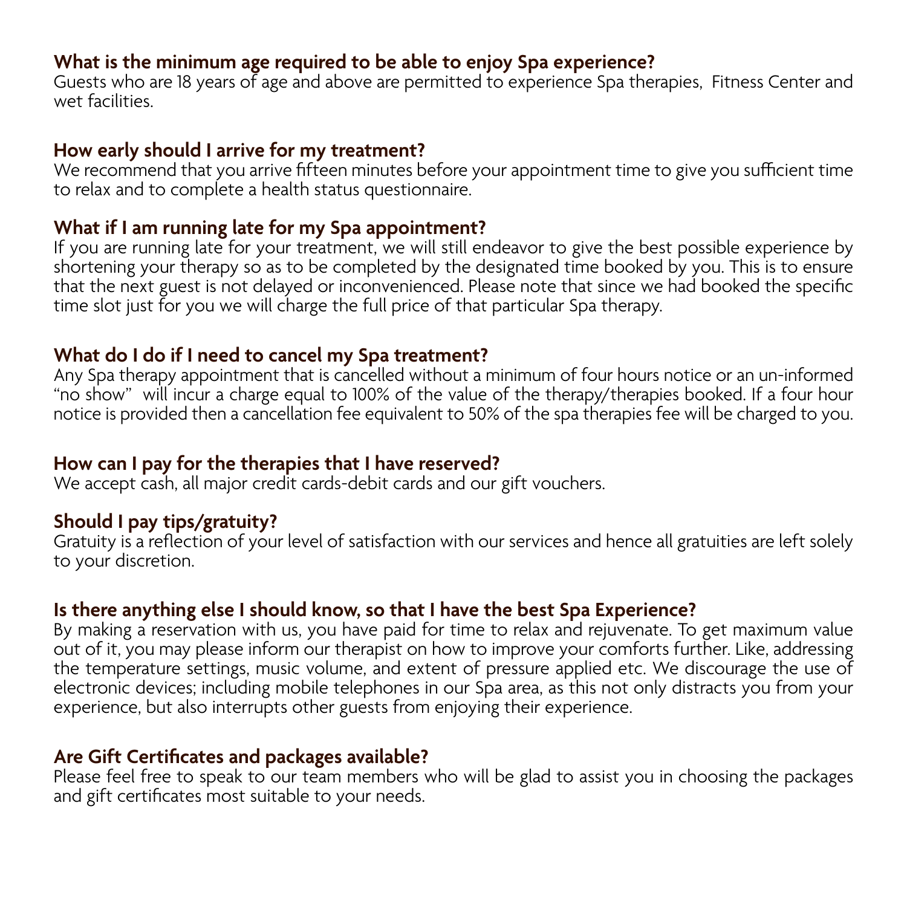**What is the minimum age required to be able to enjoy Spa experience?**
Guests who are 18 years of age and above are permitted to experience Spa therapies, Fitness Center and wet facilities.

**How early should I arrive for my treatment?**
We recommend that you arrive fifteen minutes before your appointment time to give you sufficient time to relax and to complete a health status questionnaire.

**What if I am running late for my Spa appointment?**
If you are running late for your treatment, we will still endeavor to give the best possible experience by shortening your therapy so as to be completed by the designated time booked by you. This is to ensure that the next guest is not delayed or inconvenienced. Please note that since we had booked the specific time slot just for you we will charge the full price of that particular Spa therapy.

**What do I do if I need to cancel my Spa treatment?**
Any Spa therapy appointment that is cancelled without a minimum of four hours notice or an un-informed "no show" will incur a charge equal to 100% of the value of the therapy/therapies booked. If a four hour notice is provided then a cancellation fee equivalent to 50% of the spa therapies fee will be charged to you.

**How can I pay for the therapies that I have reserved?**
We accept cash, all major credit cards-debit cards and our gift vouchers.

**Should I pay tips/gratuity?**
Gratuity is a reflection of your level of satisfaction with our services and hence all gratuities are left solely to your discretion.

**Is there anything else I should know, so that I have the best Spa Experience?**
By making a reservation with us, you have paid for time to relax and rejuvenate. To get maximum value out of it, you may please inform our therapist on how to improve your comforts further. Like, addressing the temperature settings, music volume, and extent of pressure applied etc. We discourage the use of electronic devices; including mobile telephones in our Spa area, as this not only distracts you from your experience, but also interrupts other guests from enjoying their experience.

**Are Gift Certificates and packages available?**
Please feel free to speak to our team members who will be glad to assist you in choosing the packages and gift certificates most suitable to your needs.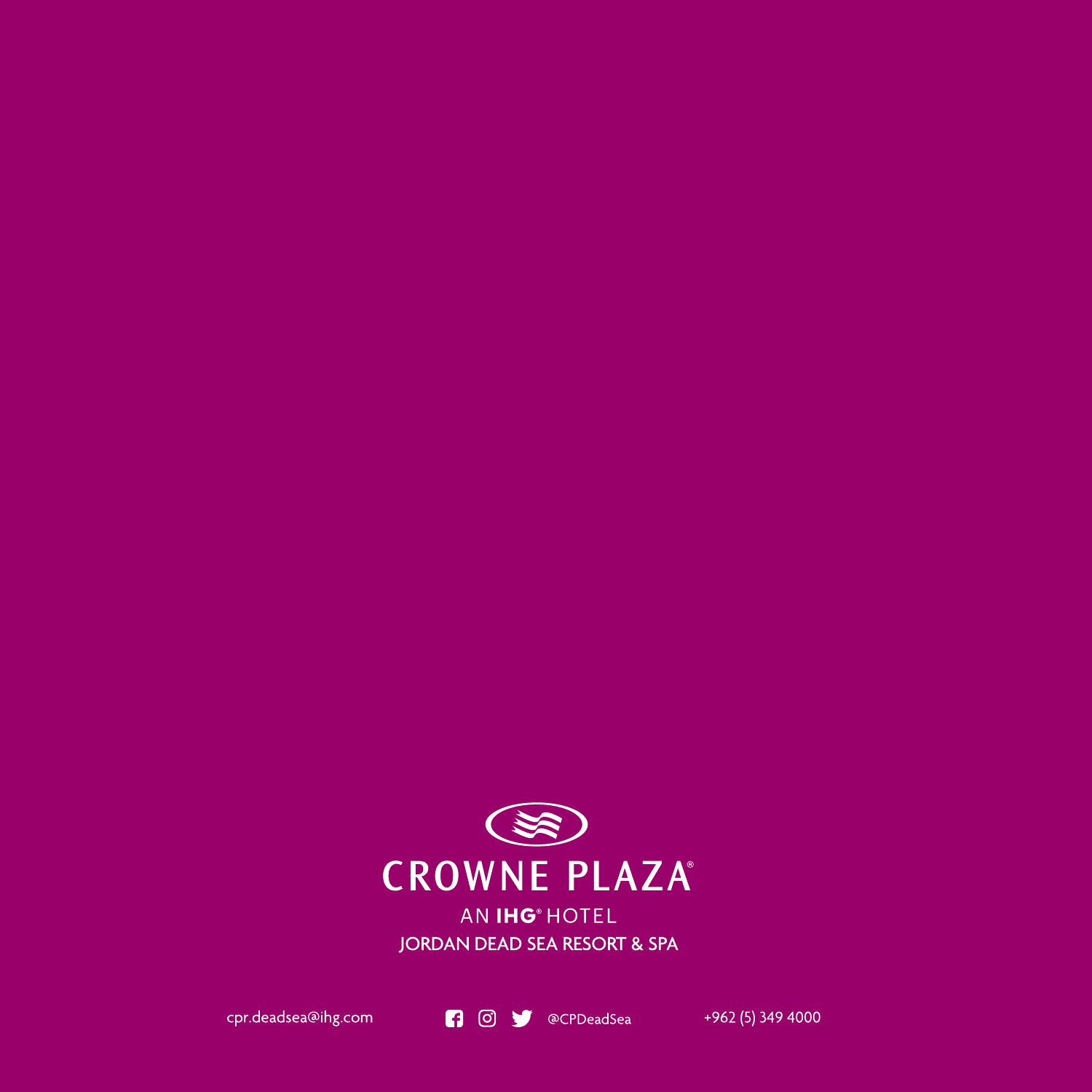CROWNE PLAZA®

AN IHG® HOTEL

JORDAN DEAD SEA RESORT & SPA

cpr.deadsea@ihg.com

@CPDeadSea

+962 (5) 349 4000